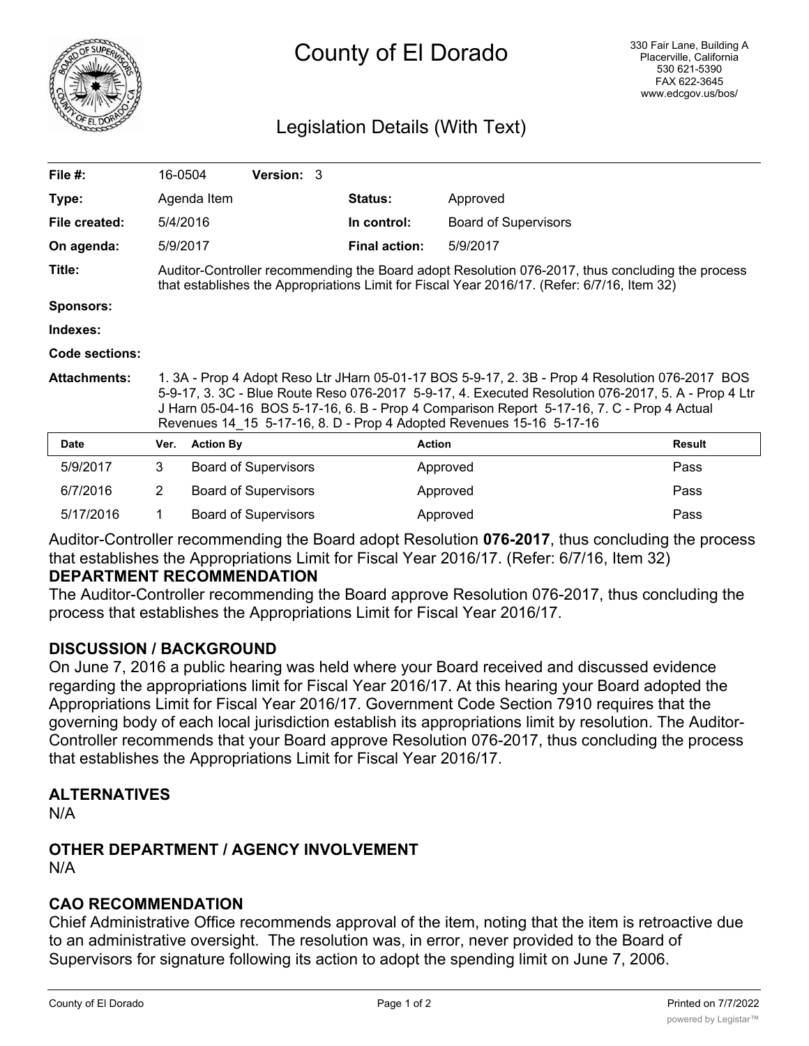# County of El Dorado

330 Fair Lane, Building A
Placerville, California
530 621-5390
FAX 622-3645
www.edcgov.us/bos/

## Legislation Details (With Text)

| | | | | |
|---|---|---|---|---|
| **File #:** | 16-0504 | **Version:** 3 | | |
| **Type:** | Agenda Item | | **Status:** | Approved |
| **File created:** | 5/4/2016 | | **In control:** | Board of Supervisors |
| **On agenda:** | 5/9/2017 | | **Final action:** | 5/9/2017 |

**Title:** Auditor-Controller recommending the Board adopt Resolution 076-2017, thus concluding the process that establishes the Appropriations Limit for Fiscal Year 2016/17. (Refer: 6/7/16, Item 32)

**Sponsors:**

**Indexes:**

**Code sections:**

**Attachments:** 1. 3A - Prop 4 Adopt Reso Ltr JHarn 05-01-17 BOS 5-9-17, 2. 3B - Prop 4 Resolution 076-2017 BOS 5-9-17, 3. 3C - Blue Route Reso 076-2017 5-9-17, 4. Executed Resolution 076-2017, 5. A - Prop 4 Ltr J Harn 05-04-16 BOS 5-17-16, 6. B - Prop 4 Comparison Report 5-17-16, 7. C - Prop 4 Actual Revenues 14_15 5-17-16, 8. D - Prop 4 Adopted Revenues 15-16 5-17-16

| Date | Ver. | Action By | Action | Result |
|---|---|---|---|---|
| 5/9/2017 | 3 | Board of Supervisors | Approved | Pass |
| 6/7/2016 | 2 | Board of Supervisors | Approved | Pass |
| 5/17/2016 | 1 | Board of Supervisors | Approved | Pass |

Auditor-Controller recommending the Board adopt Resolution **076-2017**, thus concluding the process that establishes the Appropriations Limit for Fiscal Year 2016/17. (Refer: 6/7/16, Item 32)

**DEPARTMENT RECOMMENDATION**

The Auditor-Controller recommending the Board approve Resolution 076-2017, thus concluding the process that establishes the Appropriations Limit for Fiscal Year 2016/17.

## DISCUSSION / BACKGROUND

On June 7, 2016 a public hearing was held where your Board received and discussed evidence regarding the appropriations limit for Fiscal Year 2016/17. At this hearing your Board adopted the Appropriations Limit for Fiscal Year 2016/17. Government Code Section 7910 requires that the governing body of each local jurisdiction establish its appropriations limit by resolution. The Auditor-Controller recommends that your Board approve Resolution 076-2017, thus concluding the process that establishes the Appropriations Limit for Fiscal Year 2016/17.

## ALTERNATIVES

N/A

## OTHER DEPARTMENT / AGENCY INVOLVEMENT

N/A

## CAO RECOMMENDATION

Chief Administrative Office recommends approval of the item, noting that the item is retroactive due to an administrative oversight. The resolution was, in error, never provided to the Board of Supervisors for signature following its action to adopt the spending limit on June 7, 2006.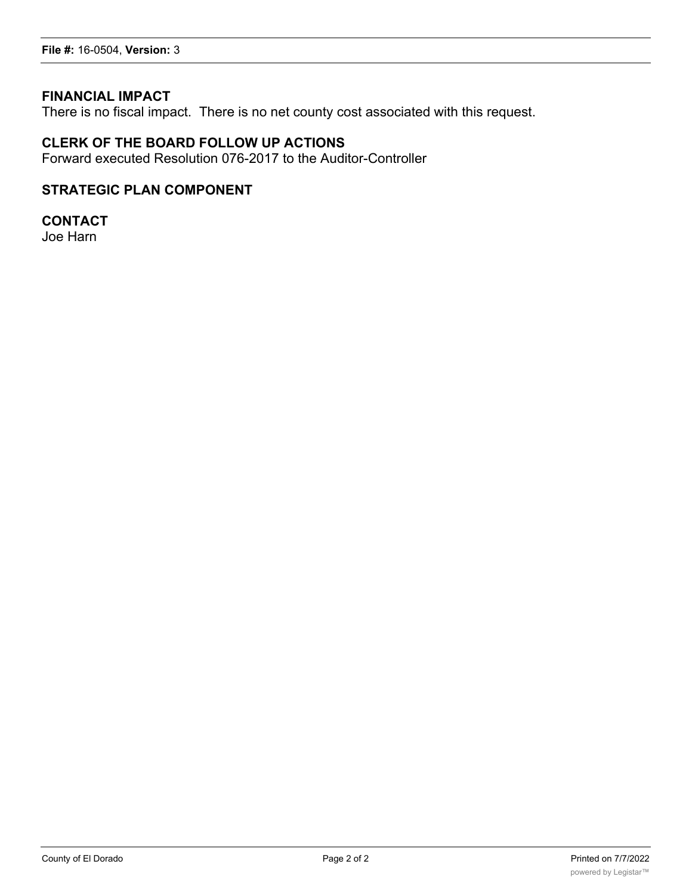## FINANCIAL IMPACT

There is no fiscal impact. There is no net county cost associated with this request.

## CLERK OF THE BOARD FOLLOW UP ACTIONS

Forward executed Resolution 076-2017 to the Auditor-Controller

## STRATEGIC PLAN COMPONENT

## CONTACT

Joe Harn